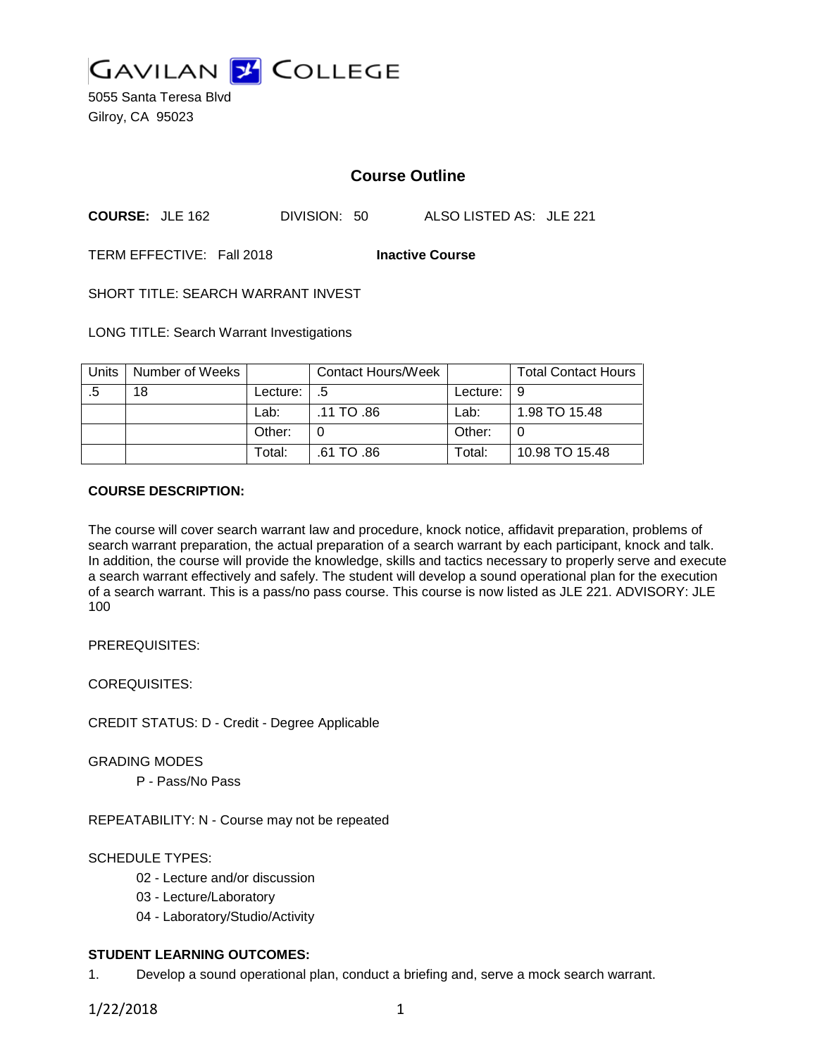# GAVILAN COLLEGE

5055 Santa Teresa Blvd
Gilroy, CA 95023

## Course Outline

**COURSE:** JLE 162 DIVISION: 50 ALSO LISTED AS: JLE 221

TERM EFFECTIVE: Fall 2018 **Inactive Course**

SHORT TITLE: SEARCH WARRANT INVEST

LONG TITLE: Search Warrant Investigations

| Units | Number of Weeks | | Contact Hours/Week | | Total Contact Hours |
|---|---|---|---|---|---|
| .5 | 18 | Lecture: | .5 | Lecture: | 9 |
| | | Lab: | .11 TO .86 | Lab: | 1.98 TO 15.48 |
| | | Other: | 0 | Other: | 0 |
| | | Total: | .61 TO .86 | Total: | 10.98 TO 15.48 |

**COURSE DESCRIPTION:**

The course will cover search warrant law and procedure, knock notice, affidavit preparation, problems of search warrant preparation, the actual preparation of a search warrant by each participant, knock and talk. In addition, the course will provide the knowledge, skills and tactics necessary to properly serve and execute a search warrant effectively and safely. The student will develop a sound operational plan for the execution of a search warrant. This is a pass/no pass course. This course is now listed as JLE 221. ADVISORY: JLE 100

PREREQUISITES:

COREQUISITES:

CREDIT STATUS: D - Credit - Degree Applicable

GRADING MODES

P - Pass/No Pass

REPEATABILITY: N - Course may not be repeated

SCHEDULE TYPES:

02 - Lecture and/or discussion
03 - Lecture/Laboratory
04 - Laboratory/Studio/Activity

**STUDENT LEARNING OUTCOMES:**

1. Develop a sound operational plan, conduct a briefing and, serve a mock search warrant.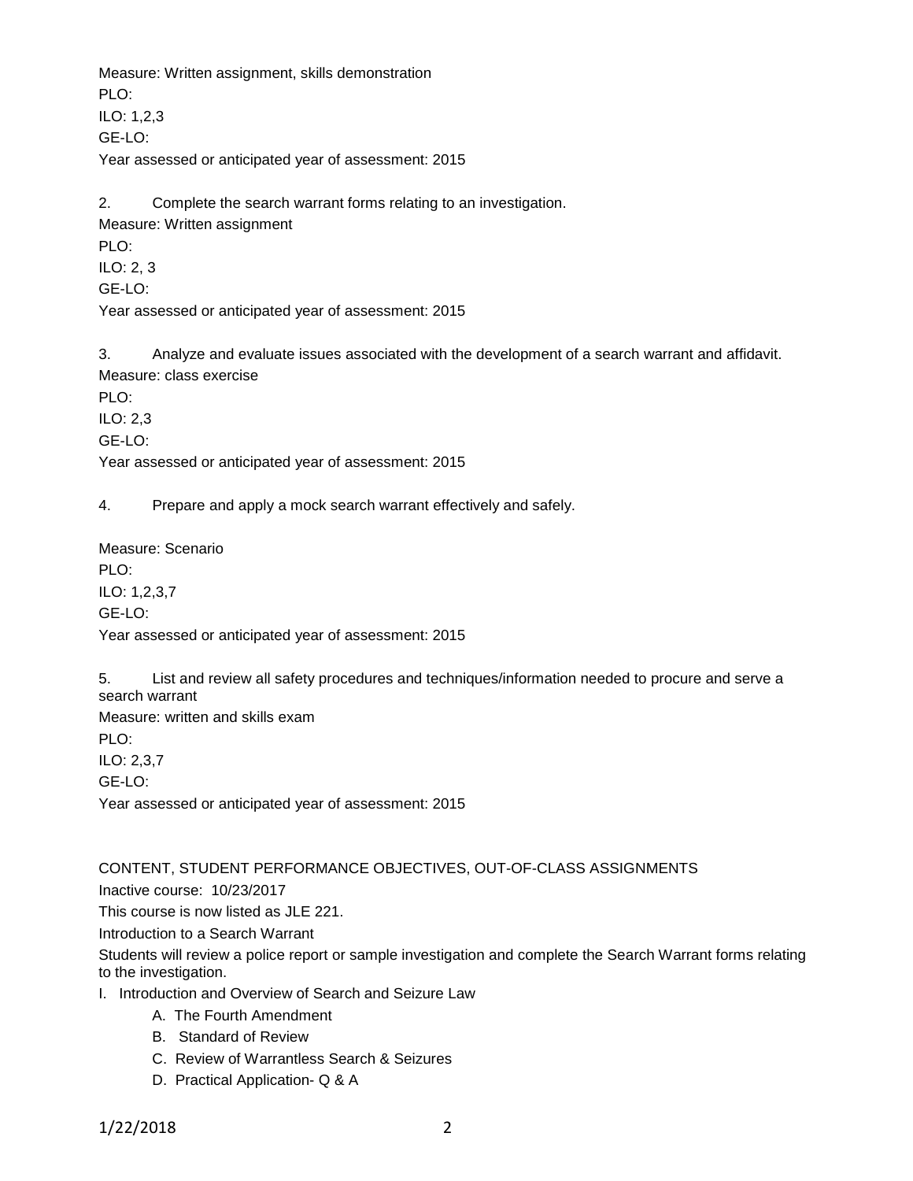Measure: Written assignment, skills demonstration
PLO:
ILO: 1,2,3
GE-LO:
Year assessed or anticipated year of assessment: 2015

2. Complete the search warrant forms relating to an investigation.
Measure: Written assignment
PLO:
ILO: 2, 3
GE-LO:
Year assessed or anticipated year of assessment: 2015

3. Analyze and evaluate issues associated with the development of a search warrant and affidavit.
Measure: class exercise
PLO:
ILO: 2,3
GE-LO:
Year assessed or anticipated year of assessment: 2015

4. Prepare and apply a mock search warrant effectively and safely.

Measure: Scenario
PLO:
ILO: 1,2,3,7
GE-LO:
Year assessed or anticipated year of assessment: 2015

5. List and review all safety procedures and techniques/information needed to procure and serve a search warrant
Measure: written and skills exam
PLO:
ILO: 2,3,7
GE-LO:
Year assessed or anticipated year of assessment: 2015

CONTENT, STUDENT PERFORMANCE OBJECTIVES, OUT-OF-CLASS ASSIGNMENTS

Inactive course: 10/23/2017

This course is now listed as JLE 221.

Introduction to a Search Warrant

Students will review a police report or sample investigation and complete the Search Warrant forms relating to the investigation.

I. Introduction and Overview of Search and Seizure Law
   - A. The Fourth Amendment
   - B. Standard of Review
   - C. Review of Warrantless Search & Seizures
   - D. Practical Application- Q & A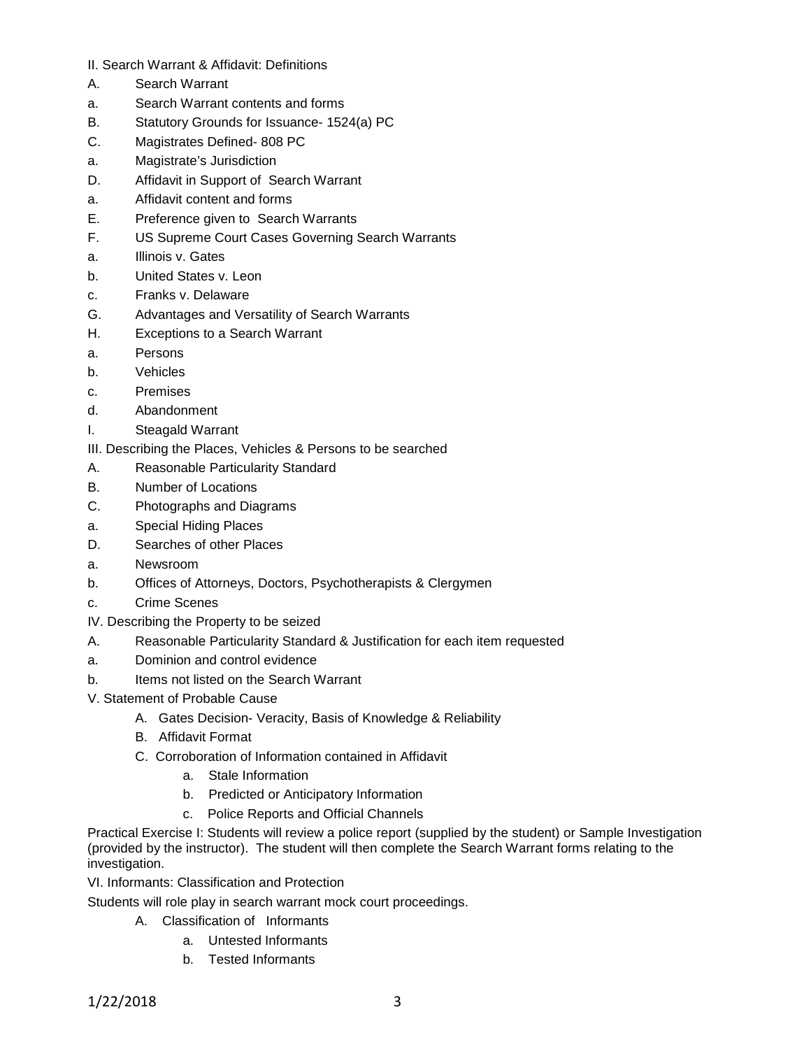II. Search Warrant & Affidavit: Definitions

A. Search Warrant

a. Search Warrant contents and forms

B. Statutory Grounds for Issuance- 1524(a) PC

C. Magistrates Defined- 808 PC

a. Magistrate's Jurisdiction

D. Affidavit in Support of Search Warrant

a. Affidavit content and forms

E. Preference given to Search Warrants

F. US Supreme Court Cases Governing Search Warrants

a. Illinois v. Gates

b. United States v. Leon

c. Franks v. Delaware

G. Advantages and Versatility of Search Warrants

H. Exceptions to a Search Warrant

a. Persons

b. Vehicles

c. Premises

d. Abandonment

I. Steagald Warrant

III. Describing the Places, Vehicles & Persons to be searched

A. Reasonable Particularity Standard

B. Number of Locations

C. Photographs and Diagrams

a. Special Hiding Places

D. Searches of other Places

a. Newsroom

b. Offices of Attorneys, Doctors, Psychotherapists & Clergymen

c. Crime Scenes

IV. Describing the Property to be seized

A. Reasonable Particularity Standard & Justification for each item requested

a. Dominion and control evidence

b. Items not listed on the Search Warrant

V. Statement of Probable Cause

A. Gates Decision- Veracity, Basis of Knowledge & Reliability

B. Affidavit Format

C. Corroboration of Information contained in Affidavit

a. Stale Information

b. Predicted or Anticipatory Information

c. Police Reports and Official Channels

Practical Exercise I: Students will review a police report (supplied by the student) or Sample Investigation (provided by the instructor). The student will then complete the Search Warrant forms relating to the investigation.

VI. Informants: Classification and Protection

Students will role play in search warrant mock court proceedings.

A. Classification of Informants

a. Untested Informants

b. Tested Informants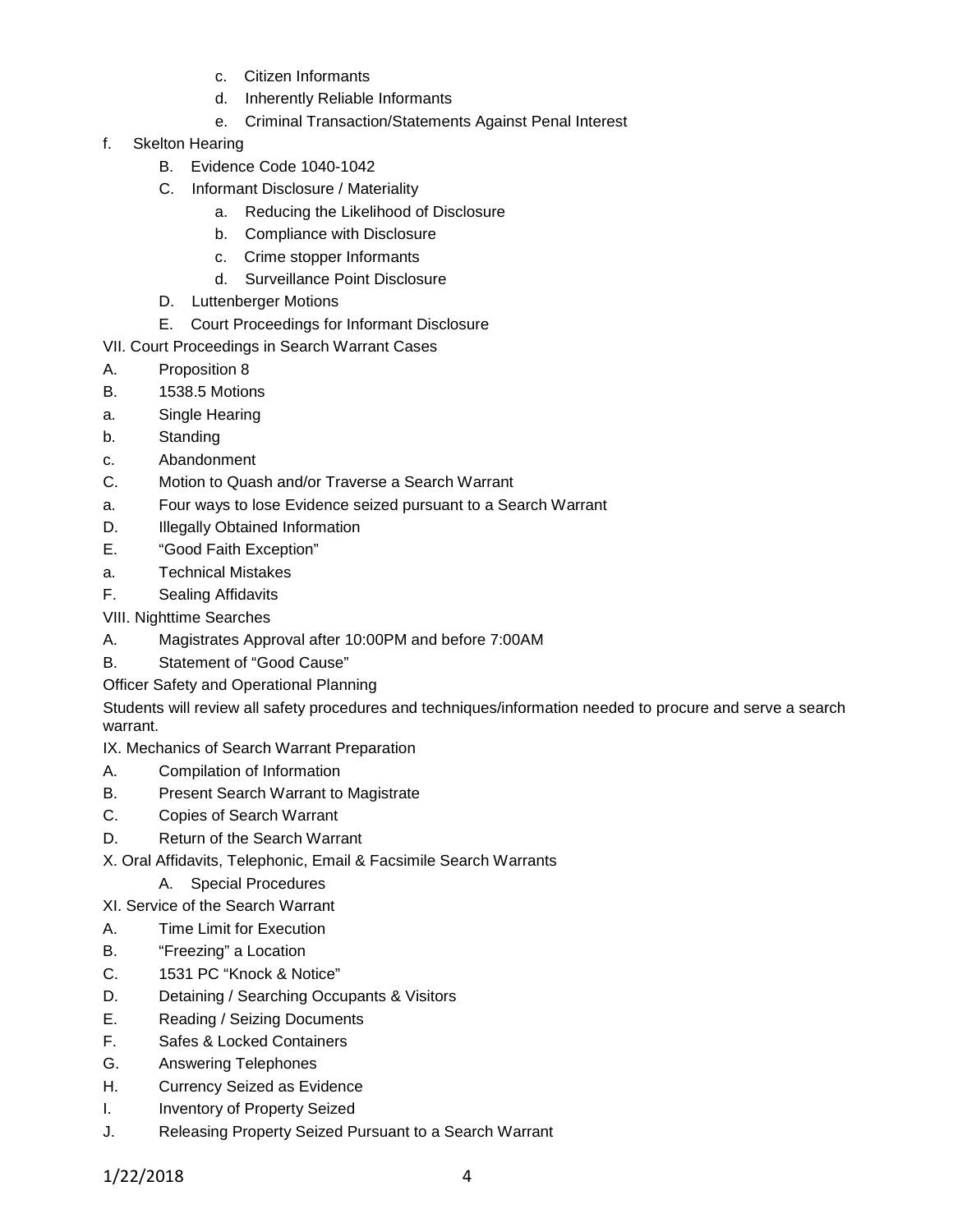- c. Citizen Informants
- d. Inherently Reliable Informants
- e. Criminal Transaction/Statements Against Penal Interest

f. Skelton Hearing

- B. Evidence Code 1040-1042
- C. Informant Disclosure / Materiality
  - a. Reducing the Likelihood of Disclosure
  - b. Compliance with Disclosure
  - c. Crime stopper Informants
  - d. Surveillance Point Disclosure
- D. Luttenberger Motions
- E. Court Proceedings for Informant Disclosure

VII. Court Proceedings in Search Warrant Cases

A. Proposition 8

B. 1538.5 Motions

a. Single Hearing

b. Standing

c. Abandonment

C. Motion to Quash and/or Traverse a Search Warrant

a. Four ways to lose Evidence seized pursuant to a Search Warrant

D. Illegally Obtained Information

E. "Good Faith Exception"

a. Technical Mistakes

F. Sealing Affidavits

VIII. Nighttime Searches

A. Magistrates Approval after 10:00PM and before 7:00AM

B. Statement of "Good Cause"

Officer Safety and Operational Planning

Students will review all safety procedures and techniques/information needed to procure and serve a search warrant.

IX. Mechanics of Search Warrant Preparation

A. Compilation of Information

B. Present Search Warrant to Magistrate

C. Copies of Search Warrant

D. Return of the Search Warrant

X. Oral Affidavits, Telephonic, Email & Facsimile Search Warrants

- A. Special Procedures

XI. Service of the Search Warrant

A. Time Limit for Execution

B. "Freezing" a Location

C. 1531 PC "Knock & Notice"

D. Detaining / Searching Occupants & Visitors

E. Reading / Seizing Documents

F. Safes & Locked Containers

G. Answering Telephones

H. Currency Seized as Evidence

I. Inventory of Property Seized

J. Releasing Property Seized Pursuant to a Search Warrant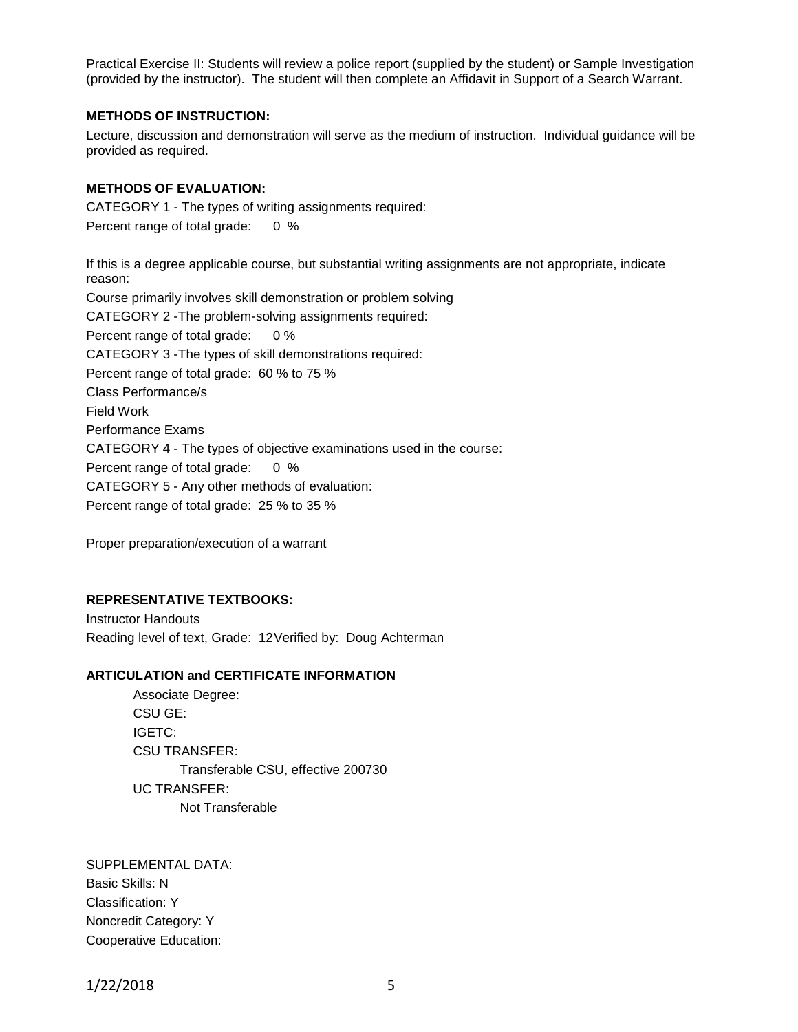Practical Exercise II: Students will review a police report (supplied by the student) or Sample Investigation (provided by the instructor). The student will then complete an Affidavit in Support of a Search Warrant.

**METHODS OF INSTRUCTION:**

Lecture, discussion and demonstration will serve as the medium of instruction. Individual guidance will be provided as required.

**METHODS OF EVALUATION:**

CATEGORY 1 - The types of writing assignments required:

Percent range of total grade: 0 %

If this is a degree applicable course, but substantial writing assignments are not appropriate, indicate reason:

Course primarily involves skill demonstration or problem solving

CATEGORY 2 -The problem-solving assignments required:

Percent range of total grade: 0 %

CATEGORY 3 -The types of skill demonstrations required:

Percent range of total grade: 60 % to 75 %

Class Performance/s

Field Work

Performance Exams

CATEGORY 4 - The types of objective examinations used in the course:

Percent range of total grade: 0 %

CATEGORY 5 - Any other methods of evaluation:

Percent range of total grade: 25 % to 35 %

Proper preparation/execution of a warrant

**REPRESENTATIVE TEXTBOOKS:**

Instructor Handouts

Reading level of text, Grade: 12 Verified by: Doug Achterman

**ARTICULATION and CERTIFICATE INFORMATION**

Associate Degree:

CSU GE:

IGETC:

CSU TRANSFER:

Transferable CSU, effective 200730

UC TRANSFER:

Not Transferable

SUPPLEMENTAL DATA:

Basic Skills: N

Classification: Y

Noncredit Category: Y

Cooperative Education: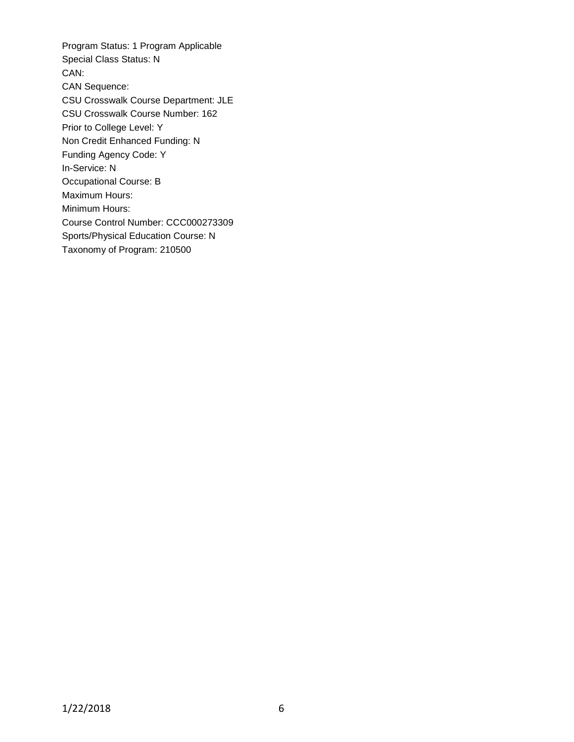Program Status: 1 Program Applicable
Special Class Status: N
CAN:
CAN Sequence:
CSU Crosswalk Course Department: JLE
CSU Crosswalk Course Number: 162
Prior to College Level: Y
Non Credit Enhanced Funding: N
Funding Agency Code: Y
In-Service: N
Occupational Course: B
Maximum Hours:
Minimum Hours:
Course Control Number: CCC000273309
Sports/Physical Education Course: N
Taxonomy of Program: 210500